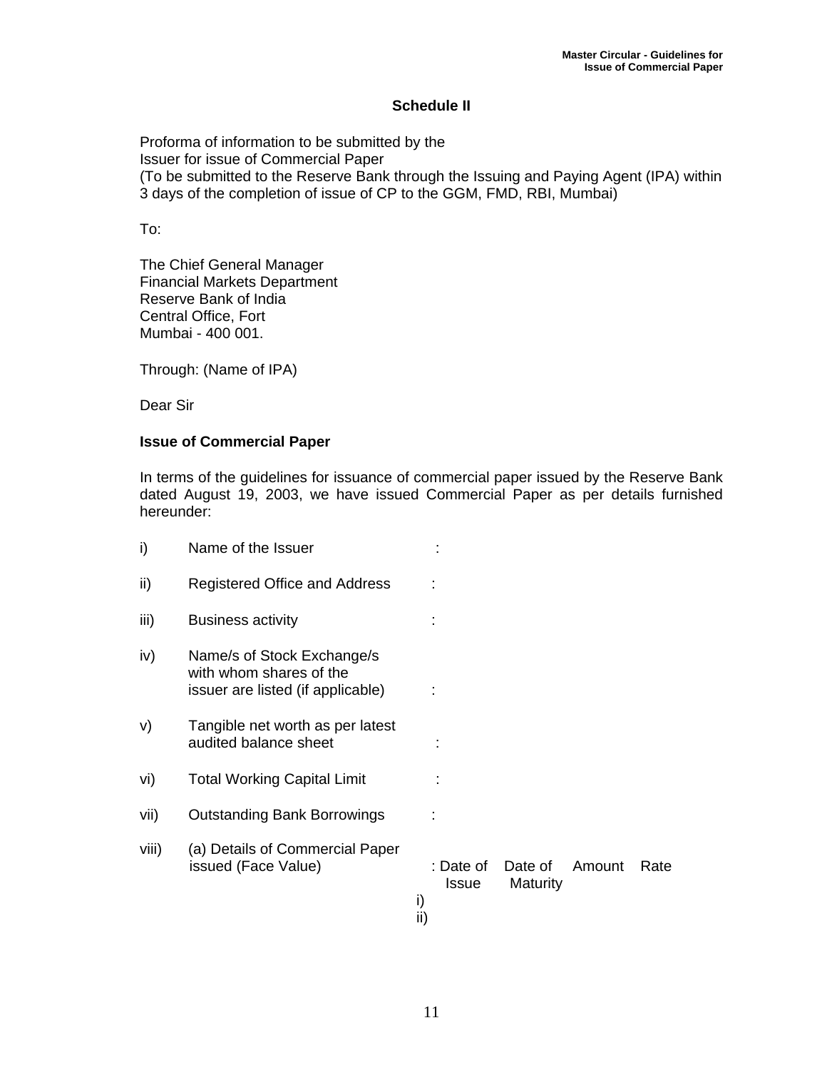## Schedule II

Proforma of information to be submitted by the
Issuer for issue of Commercial Paper
(To be submitted to the Reserve Bank through the Issuing and Paying Agent (IPA) within 3 days of the completion of issue of CP to the GGM, FMD, RBI, Mumbai)

To:

The Chief General Manager
Financial Markets Department
Reserve Bank of India
Central Office, Fort
Mumbai - 400 001.

Through: (Name of IPA)

Dear Sir

**Issue of Commercial Paper**

In terms of the guidelines for issuance of commercial paper issued by the Reserve Bank dated August 19, 2003, we have issued Commercial Paper as per details furnished hereunder:

i) Name of the Issuer :

ii) Registered Office and Address :

iii) Business activity :

iv) Name/s of Stock Exchange/s with whom shares of the issuer are listed (if applicable) :

v) Tangible net worth as per latest audited balance sheet :

vi) Total Working Capital Limit :

vii) Outstanding Bank Borrowings :

viii) (a) Details of Commercial Paper issued (Face Value) :

| | Date of Issue | Date of Maturity | Amount | Rate |
|---|---|---|---|---|
| i) | | | | |
| ii) | | | | |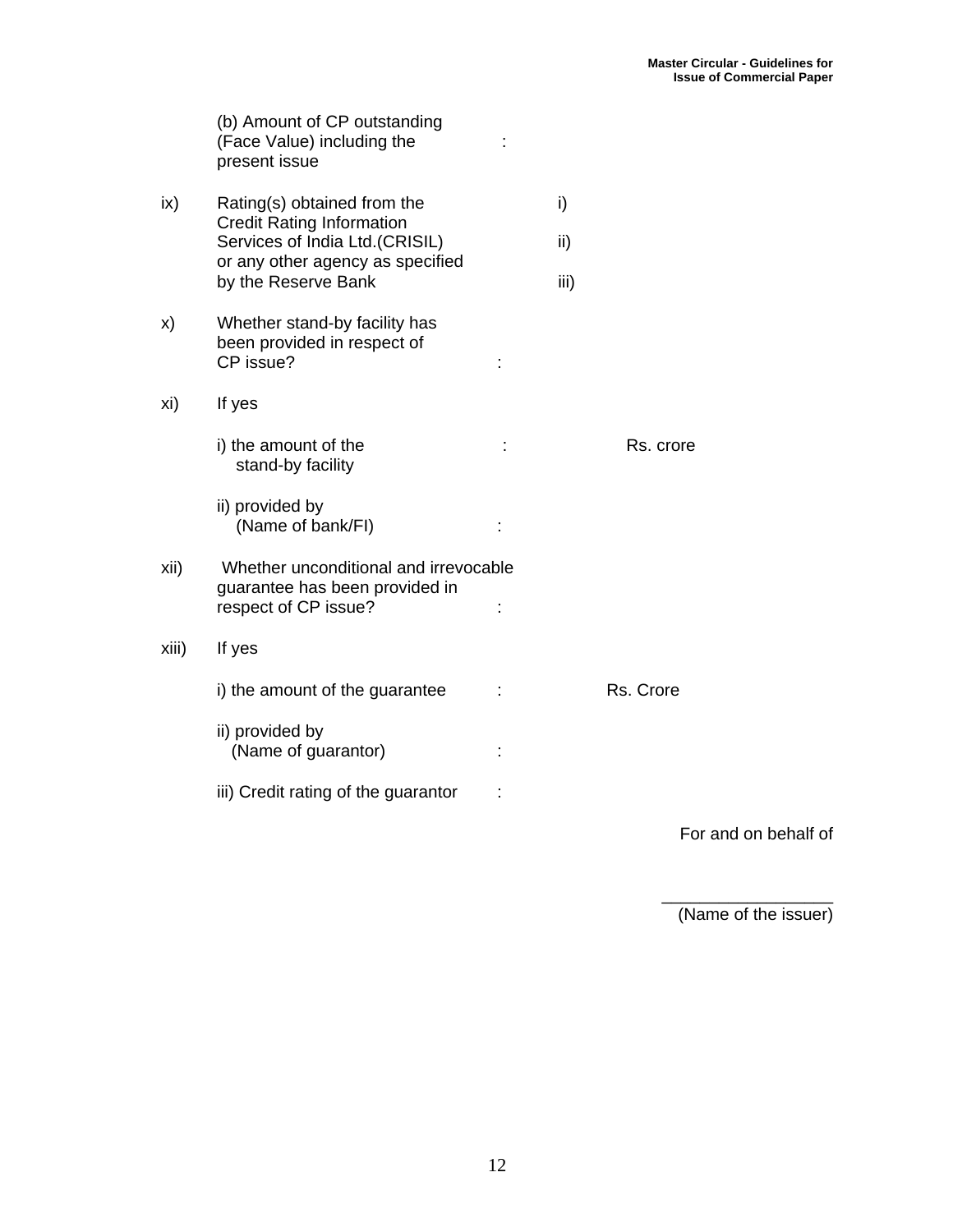(b) Amount of CP outstanding (Face Value) including the present issue :

ix) Rating(s) obtained from the Credit Rating Information Services of India Ltd.(CRISIL) or any other agency as specified by the Reserve Bank

i)

ii)

iii)

x) Whether stand-by facility has been provided in respect of CP issue? :

xi) If yes

i) the amount of the stand-by facility : Rs. crore

ii) provided by (Name of bank/FI) :

xii) Whether unconditional and irrevocable guarantee has been provided in respect of CP issue? :

xiii) If yes

i) the amount of the guarantee : Rs. Crore

ii) provided by (Name of guarantor) :

iii) Credit rating of the guarantor :

For and on behalf of

\_\_\_\_\_\_\_\_\_\_\_\_\_\_\_\_\_\_

(Name of the issuer)